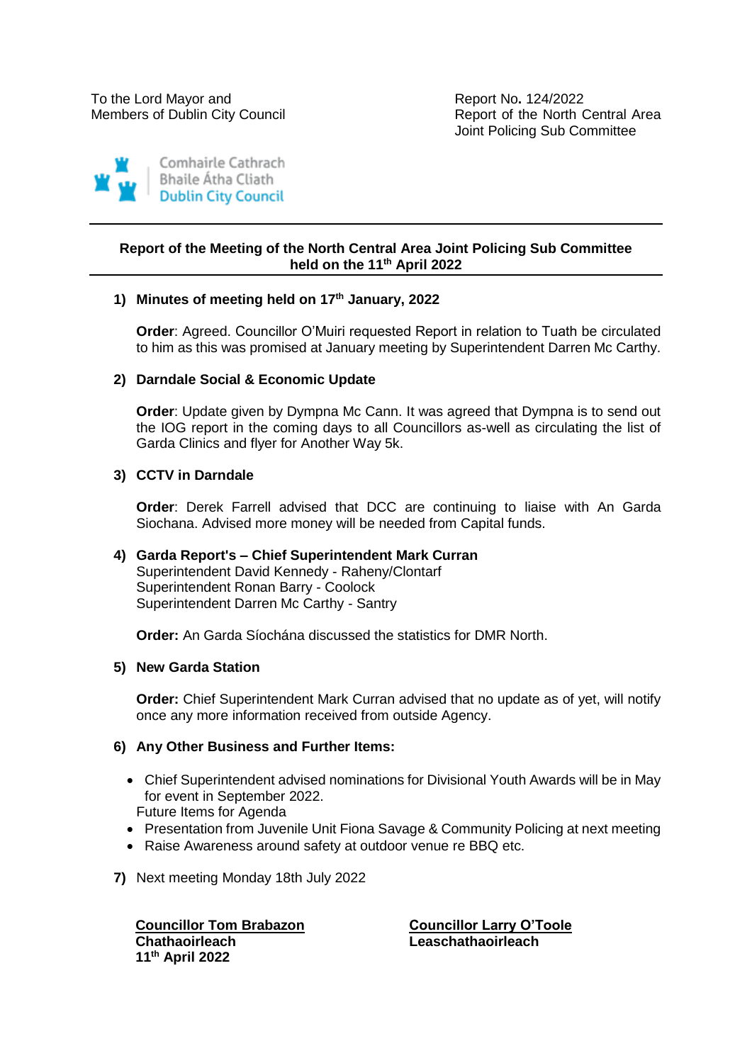To the Lord Mayor and
Members of Dublin City Council

Report No. 124/2022
Report of the North Central Area Joint Policing Sub Committee

Comhairle Cathrach
Bhaile Átha Cliath
Dublin City Council

**Report of the Meeting of the North Central Area Joint Policing Sub Committee held on the 11th April 2022**

1) **Minutes of meeting held on 17th January, 2022**

   **Order**: Agreed. Councillor O'Muiri requested Report in relation to Tuath be circulated to him as this was promised at January meeting by Superintendent Darren Mc Carthy.

2) **Darndale Social & Economic Update**

   **Order**: Update given by Dympna Mc Cann. It was agreed that Dympna is to send out the IOG report in the coming days to all Councillors as-well as circulating the list of Garda Clinics and flyer for Another Way 5k.

3) **CCTV in Darndale**

   **Order**: Derek Farrell advised that DCC are continuing to liaise with An Garda Siochana. Advised more money will be needed from Capital funds.

4) **Garda Report's – Chief Superintendent Mark Curran**
   Superintendent David Kennedy - Raheny/Clontarf
   Superintendent Ronan Barry - Coolock
   Superintendent Darren Mc Carthy - Santry

   **Order:** An Garda Síochána discussed the statistics for DMR North.

5) **New Garda Station**

   **Order:** Chief Superintendent Mark Curran advised that no update as of yet, will notify once any more information received from outside Agency.

6) **Any Other Business and Further Items:**

   - Chief Superintendent advised nominations for Divisional Youth Awards will be in May for event in September 2022.

   Future Items for Agenda

   - Presentation from Juvenile Unit Fiona Savage & Community Policing at next meeting
   - Raise Awareness around safety at outdoor venue re BBQ etc.

7) Next meeting Monday 18th July 2022

**Councillor Tom Brabazon**
**Chathaoirleach**
**11th April 2022**

**Councillor Larry O'Toole**
**Leaschathaoirleach**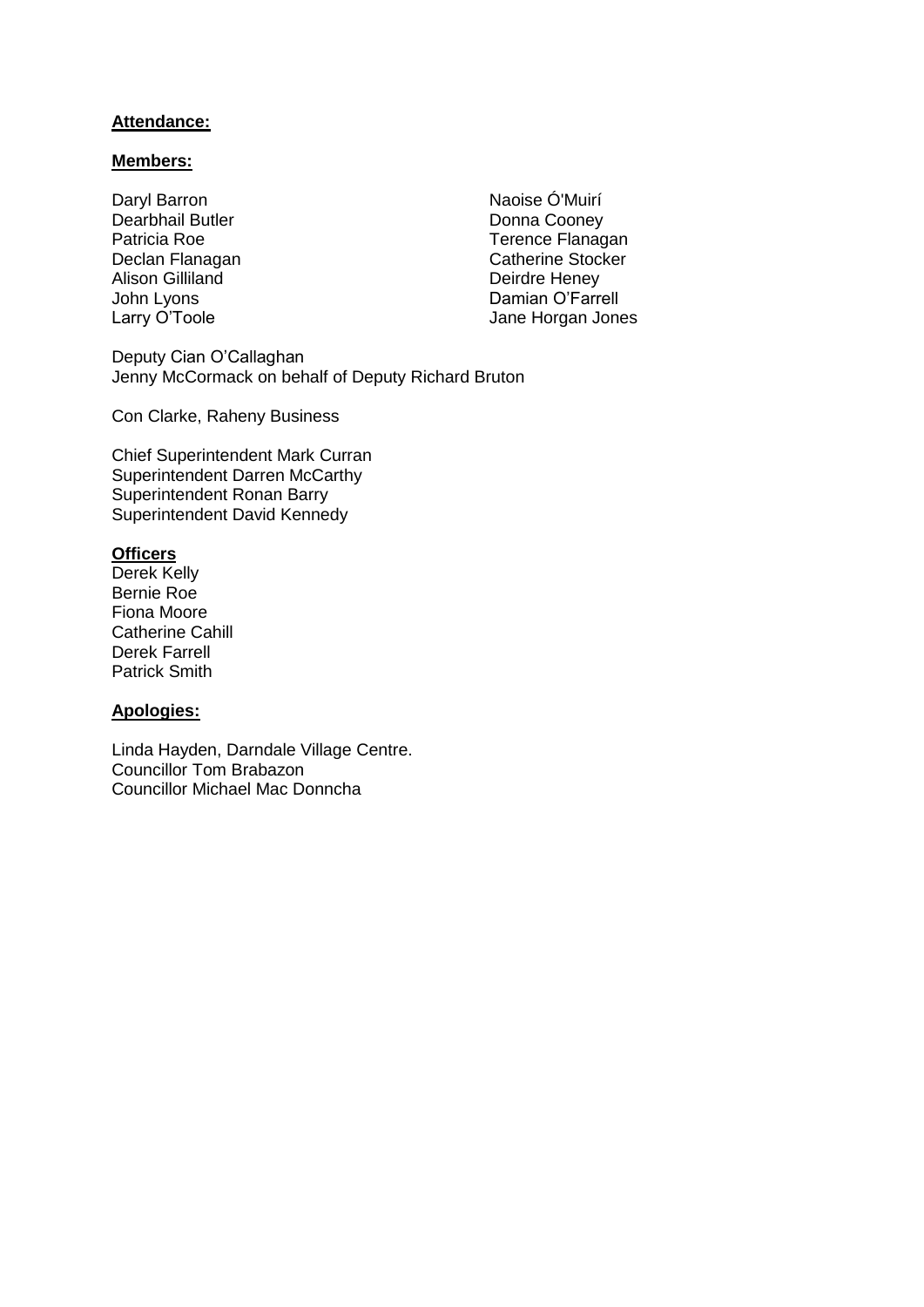**Attendance:**

**Members:**

Daryl Barron
Dearbhail Butler
Patricia Roe
Declan Flanagan
Alison Gilliland
John Lyons
Larry O'Toole
Naoise Ó'Muirí
Donna Cooney
Terence Flanagan
Catherine Stocker
Deirdre Heney
Damian O'Farrell
Jane Horgan Jones

Deputy Cian O'Callaghan
Jenny McCormack on behalf of Deputy Richard Bruton

Con Clarke, Raheny Business

Chief Superintendent Mark Curran
Superintendent Darren McCarthy
Superintendent Ronan Barry
Superintendent David Kennedy

**Officers**

Derek Kelly
Bernie Roe
Fiona Moore
Catherine Cahill
Derek Farrell
Patrick Smith

**Apologies:**

Linda Hayden, Darndale Village Centre.
Councillor Tom Brabazon
Councillor Michael Mac Donncha